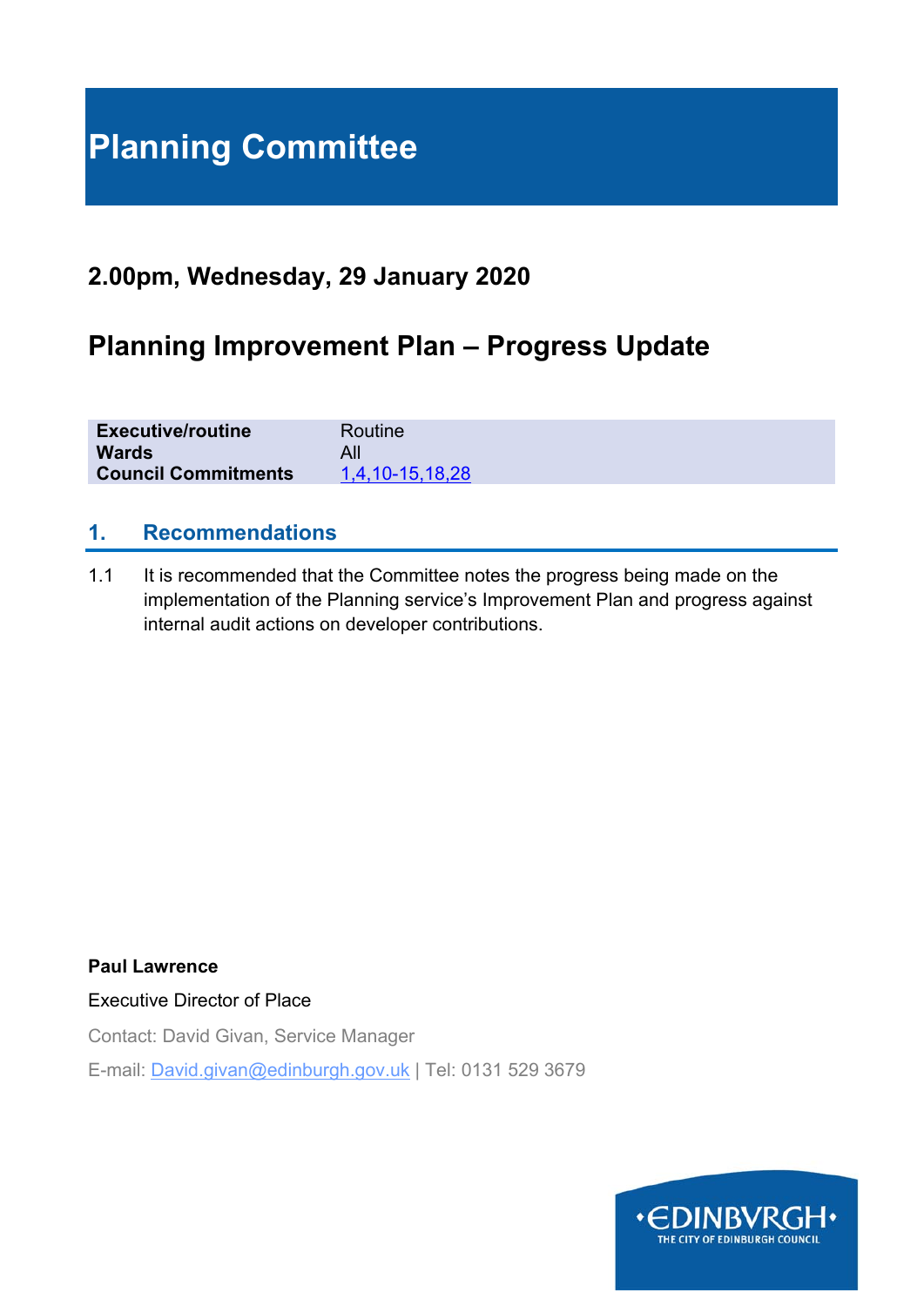# Planning Committee

## 2.00pm, Wednesday, 29 January 2020

## Planning Improvement Plan – Progress Update

| | |
|---|---|
| **Executive/routine** | Routine |
| **Wards** | All |
| **Council Commitments** | 1,4,10-15,18,28 |

## 1. Recommendations

1.1 It is recommended that the Committee notes the progress being made on the implementation of the Planning service's Improvement Plan and progress against internal audit actions on developer contributions.

**Paul Lawrence**

Executive Director of Place

Contact: David Givan, Service Manager

E-mail: David.givan@edinburgh.gov.uk | Tel: 0131 529 3679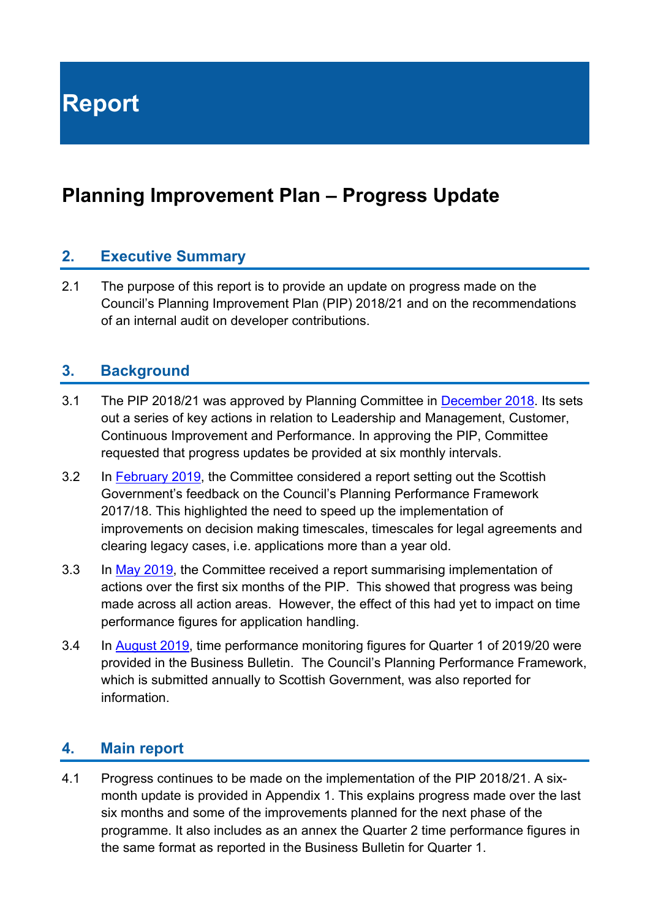# Report

## Planning Improvement Plan – Progress Update

### 2. Executive Summary

2.1 The purpose of this report is to provide an update on progress made on the Council's Planning Improvement Plan (PIP) 2018/21 and on the recommendations of an internal audit on developer contributions.

### 3. Background

3.1 The PIP 2018/21 was approved by Planning Committee in [December 2018](). Its sets out a series of key actions in relation to Leadership and Management, Customer, Continuous Improvement and Performance. In approving the PIP, Committee requested that progress updates be provided at six monthly intervals.

3.2 In [February 2019](), the Committee considered a report setting out the Scottish Government's feedback on the Council's Planning Performance Framework 2017/18. This highlighted the need to speed up the implementation of improvements on decision making timescales, timescales for legal agreements and clearing legacy cases, i.e. applications more than a year old.

3.3 In [May 2019](), the Committee received a report summarising implementation of actions over the first six months of the PIP. This showed that progress was being made across all action areas. However, the effect of this had yet to impact on time performance figures for application handling.

3.4 In [August 2019](), time performance monitoring figures for Quarter 1 of 2019/20 were provided in the Business Bulletin. The Council's Planning Performance Framework, which is submitted annually to Scottish Government, was also reported for information.

### 4. Main report

4.1 Progress continues to be made on the implementation of the PIP 2018/21. A six-month update is provided in Appendix 1. This explains progress made over the last six months and some of the improvements planned for the next phase of the programme. It also includes as an annex the Quarter 2 time performance figures in the same format as reported in the Business Bulletin for Quarter 1.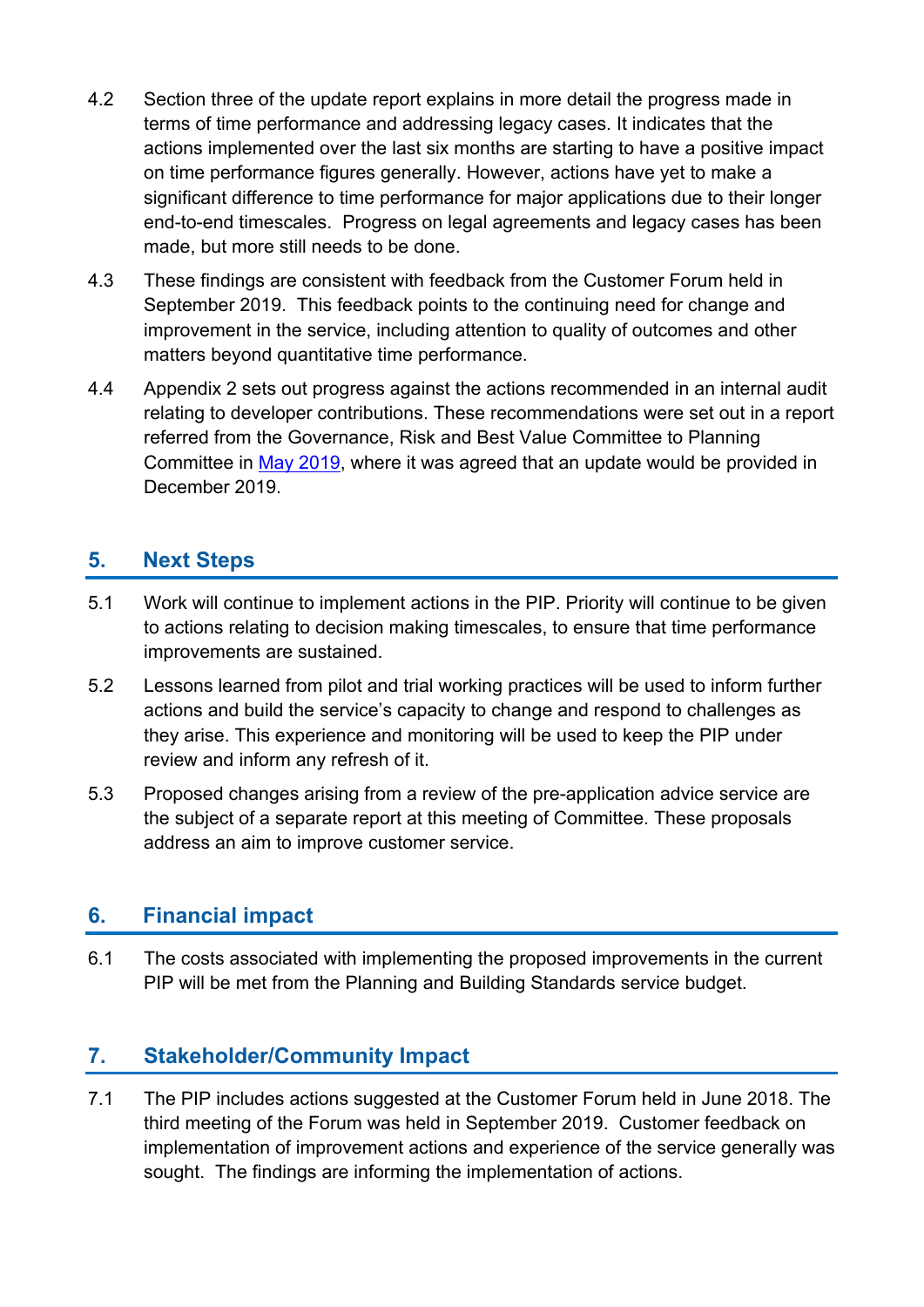4.2 Section three of the update report explains in more detail the progress made in terms of time performance and addressing legacy cases. It indicates that the actions implemented over the last six months are starting to have a positive impact on time performance figures generally. However, actions have yet to make a significant difference to time performance for major applications due to their longer end-to-end timescales. Progress on legal agreements and legacy cases has been made, but more still needs to be done.

4.3 These findings are consistent with feedback from the Customer Forum held in September 2019. This feedback points to the continuing need for change and improvement in the service, including attention to quality of outcomes and other matters beyond quantitative time performance.

4.4 Appendix 2 sets out progress against the actions recommended in an internal audit relating to developer contributions. These recommendations were set out in a report referred from the Governance, Risk and Best Value Committee to Planning Committee in May 2019, where it was agreed that an update would be provided in December 2019.

## 5. Next Steps

5.1 Work will continue to implement actions in the PIP. Priority will continue to be given to actions relating to decision making timescales, to ensure that time performance improvements are sustained.

5.2 Lessons learned from pilot and trial working practices will be used to inform further actions and build the service's capacity to change and respond to challenges as they arise. This experience and monitoring will be used to keep the PIP under review and inform any refresh of it.

5.3 Proposed changes arising from a review of the pre-application advice service are the subject of a separate report at this meeting of Committee. These proposals address an aim to improve customer service.

## 6. Financial impact

6.1 The costs associated with implementing the proposed improvements in the current PIP will be met from the Planning and Building Standards service budget.

## 7. Stakeholder/Community Impact

7.1 The PIP includes actions suggested at the Customer Forum held in June 2018. The third meeting of the Forum was held in September 2019. Customer feedback on implementation of improvement actions and experience of the service generally was sought. The findings are informing the implementation of actions.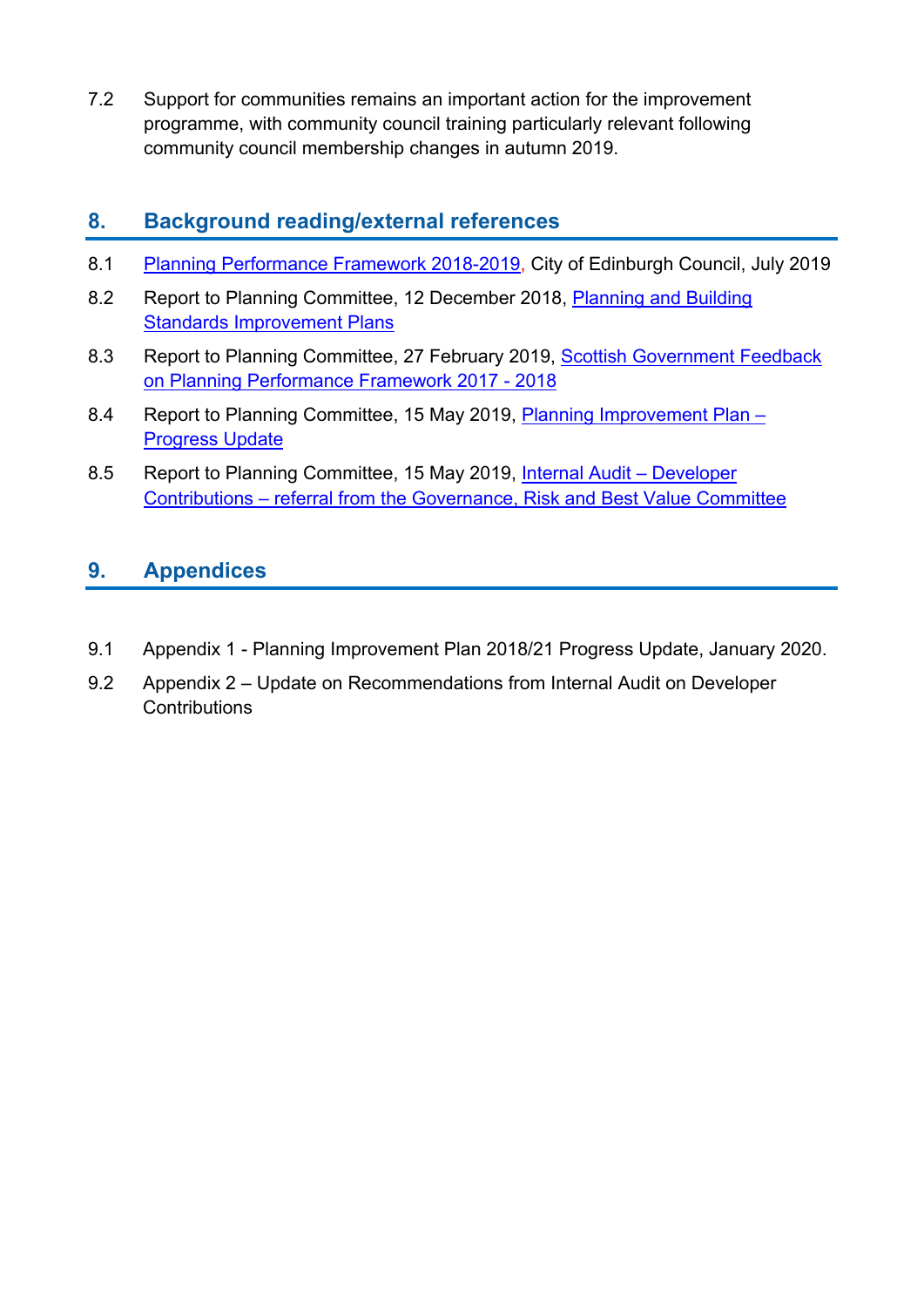7.2 Support for communities remains an important action for the improvement programme, with community council training particularly relevant following community council membership changes in autumn 2019.

## 8. Background reading/external references

8.1 Planning Performance Framework 2018-2019, City of Edinburgh Council, July 2019

8.2 Report to Planning Committee, 12 December 2018, Planning and Building Standards Improvement Plans

8.3 Report to Planning Committee, 27 February 2019, Scottish Government Feedback on Planning Performance Framework 2017 - 2018

8.4 Report to Planning Committee, 15 May 2019, Planning Improvement Plan – Progress Update

8.5 Report to Planning Committee, 15 May 2019, Internal Audit – Developer Contributions – referral from the Governance, Risk and Best Value Committee

## 9. Appendices

9.1 Appendix 1 - Planning Improvement Plan 2018/21 Progress Update, January 2020.

9.2 Appendix 2 – Update on Recommendations from Internal Audit on Developer Contributions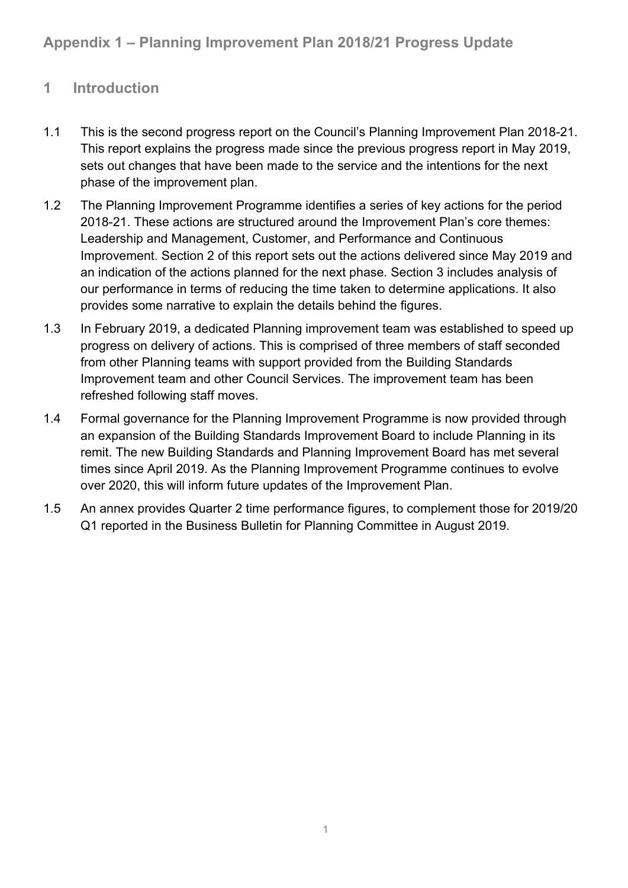# Appendix 1 – Planning Improvement Plan 2018/21 Progress Update

## 1 Introduction

1.1 This is the second progress report on the Council's Planning Improvement Plan 2018-21. This report explains the progress made since the previous progress report in May 2019, sets out changes that have been made to the service and the intentions for the next phase of the improvement plan.

1.2 The Planning Improvement Programme identifies a series of key actions for the period 2018-21. These actions are structured around the Improvement Plan's core themes: Leadership and Management, Customer, and Performance and Continuous Improvement. Section 2 of this report sets out the actions delivered since May 2019 and an indication of the actions planned for the next phase. Section 3 includes analysis of our performance in terms of reducing the time taken to determine applications. It also provides some narrative to explain the details behind the figures.

1.3 In February 2019, a dedicated Planning improvement team was established to speed up progress on delivery of actions. This is comprised of three members of staff seconded from other Planning teams with support provided from the Building Standards Improvement team and other Council Services. The improvement team has been refreshed following staff moves.

1.4 Formal governance for the Planning Improvement Programme is now provided through an expansion of the Building Standards Improvement Board to include Planning in its remit. The new Building Standards and Planning Improvement Board has met several times since April 2019. As the Planning Improvement Programme continues to evolve over 2020, this will inform future updates of the Improvement Plan.

1.5 An annex provides Quarter 2 time performance figures, to complement those for 2019/20 Q1 reported in the Business Bulletin for Planning Committee in August 2019.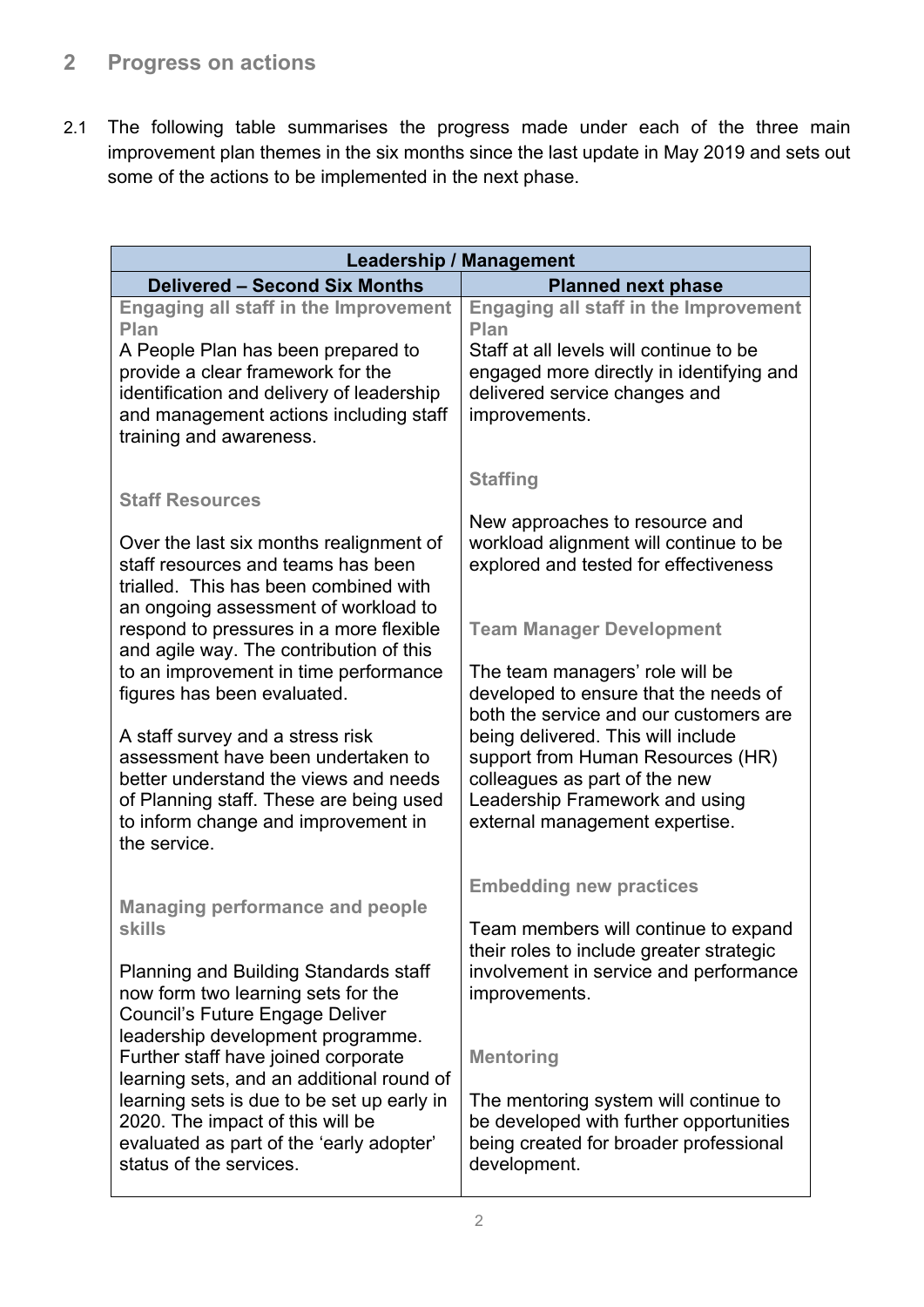## 2 Progress on actions

2.1 The following table summarises the progress made under each of the three main improvement plan themes in the six months since the last update in May 2019 and sets out some of the actions to be implemented in the next phase.

| Leadership / Management | |
|---|---|
| **Delivered – Second Six Months** | **Planned next phase** |
| **Engaging all staff in the Improvement Plan**<br>A People Plan has been prepared to provide a clear framework for the identification and delivery of leadership and management actions including staff training and awareness.<br><br>**Staff Resources**<br><br>Over the last six months realignment of staff resources and teams has been trialled. This has been combined with an ongoing assessment of workload to respond to pressures in a more flexible and agile way. The contribution of this to an improvement in time performance figures has been evaluated.<br><br>A staff survey and a stress risk assessment have been undertaken to better understand the views and needs of Planning staff. These are being used to inform change and improvement in the service.<br><br>**Managing performance and people skills**<br><br>Planning and Building Standards staff now form two learning sets for the Council's Future Engage Deliver leadership development programme. Further staff have joined corporate learning sets, and an additional round of learning sets is due to be set up early in 2020. The impact of this will be evaluated as part of the 'early adopter' status of the services. | **Engaging all staff in the Improvement Plan**<br>Staff at all levels will continue to be engaged more directly in identifying and delivered service changes and improvements.<br><br>**Staffing**<br><br>New approaches to resource and workload alignment will continue to be explored and tested for effectiveness<br><br>**Team Manager Development**<br><br>The team managers' role will be developed to ensure that the needs of both the service and our customers are being delivered. This will include support from Human Resources (HR) colleagues as part of the new Leadership Framework and using external management expertise.<br><br>**Embedding new practices**<br><br>Team members will continue to expand their roles to include greater strategic involvement in service and performance improvements.<br><br>**Mentoring**<br><br>The mentoring system will continue to be developed with further opportunities being created for broader professional development. |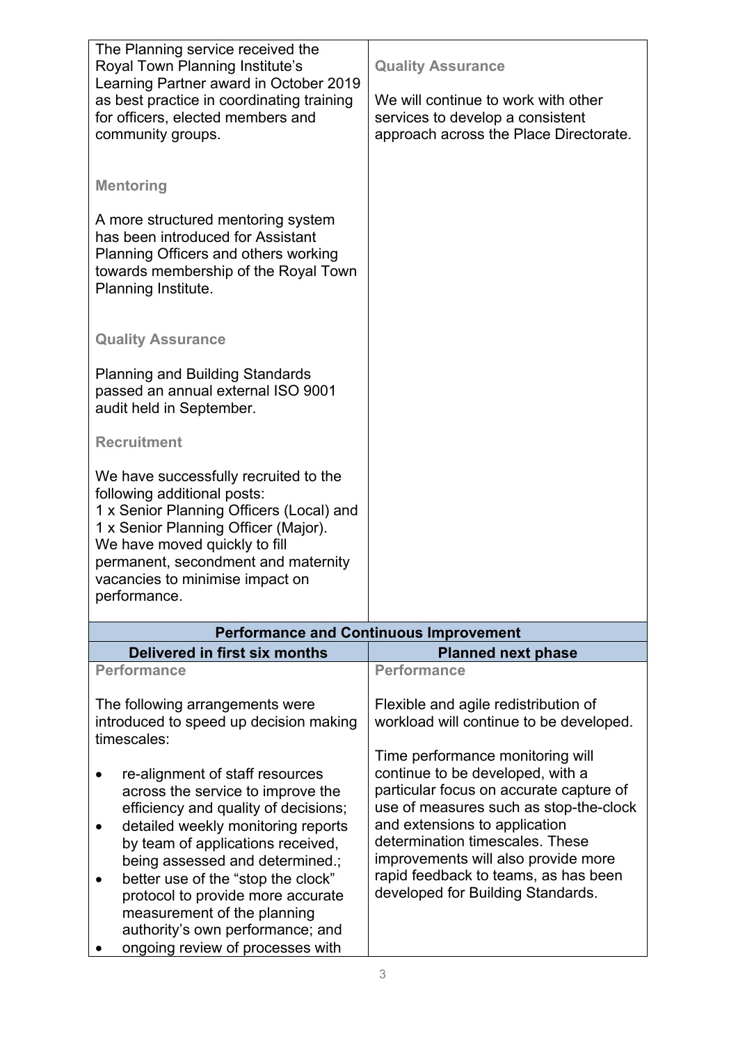| | |
|---|---|
| The Planning service received the Royal Town Planning Institute's Learning Partner award in October 2019 as best practice in coordinating training for officers, elected members and community groups.<br><br>**Mentoring**<br><br>A more structured mentoring system has been introduced for Assistant Planning Officers and others working towards membership of the Royal Town Planning Institute.<br><br>**Quality Assurance**<br><br>Planning and Building Standards passed an annual external ISO 9001 audit held in September.<br><br>**Recruitment**<br><br>We have successfully recruited to the following additional posts:<br>1 x Senior Planning Officers (Local) and<br>1 x Senior Planning Officer (Major).<br>We have moved quickly to fill permanent, secondment and maternity vacancies to minimise impact on performance. | **Quality Assurance**<br><br>We will continue to work with other services to develop a consistent approach across the Place Directorate. |

| **Performance and Continuous Improvement** | |
|---|---|
| **Delivered in first six months** | **Planned next phase** |
| **Performance**<br><br>The following arrangements were introduced to speed up decision making timescales:<br><br>• re-alignment of staff resources across the service to improve the efficiency and quality of decisions;<br>• detailed weekly monitoring reports by team of applications received, being assessed and determined.;<br>• better use of the "stop the clock" protocol to provide more accurate measurement of the planning authority's own performance; and<br>• ongoing review of processes with | **Performance**<br><br>Flexible and agile redistribution of workload will continue to be developed.<br><br>Time performance monitoring will continue to be developed, with a particular focus on accurate capture of use of measures such as stop-the-clock and extensions to application determination timescales. These improvements will also provide more rapid feedback to teams, as has been developed for Building Standards. |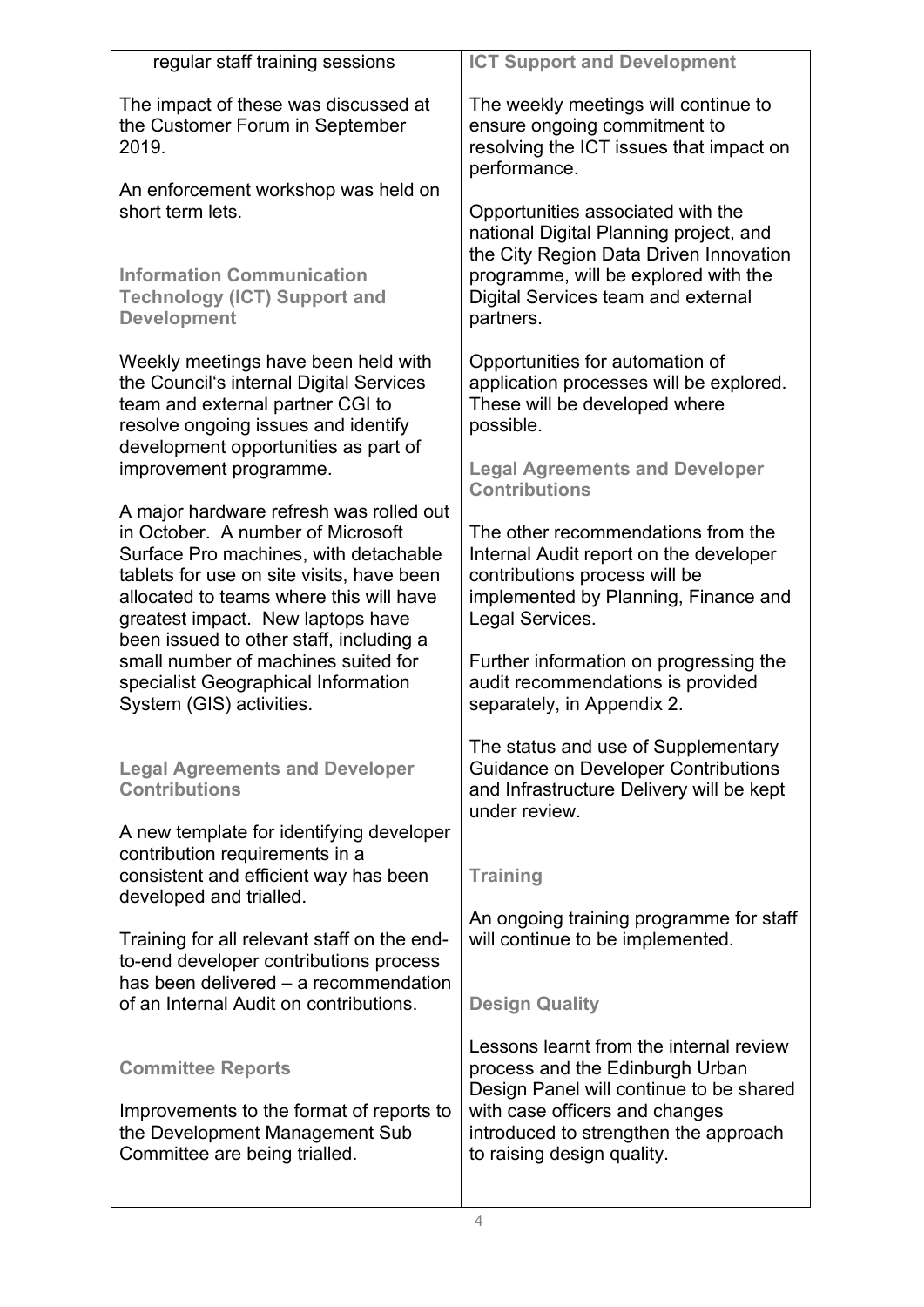| | |
|---|---|
| regular staff training sessions<br><br>The impact of these was discussed at the Customer Forum in September 2019.<br><br>An enforcement workshop was held on short term lets.<br><br>**Information Communication Technology (ICT) Support and Development**<br><br>Weekly meetings have been held with the Council's internal Digital Services team and external partner CGI to resolve ongoing issues and identify development opportunities as part of improvement programme.<br><br>A major hardware refresh was rolled out in October. A number of Microsoft Surface Pro machines, with detachable tablets for use on site visits, have been allocated to teams where this will have greatest impact. New laptops have been issued to other staff, including a small number of machines suited for specialist Geographical Information System (GIS) activities.<br><br>**Legal Agreements and Developer Contributions**<br><br>A new template for identifying developer contribution requirements in a consistent and efficient way has been developed and trialled.<br><br>Training for all relevant staff on the end-to-end developer contributions process has been delivered – a recommendation of an Internal Audit on contributions.<br><br>**Committee Reports**<br><br>Improvements to the format of reports to the Development Management Sub Committee are being trialled. | **ICT Support and Development**<br><br>The weekly meetings will continue to ensure ongoing commitment to resolving the ICT issues that impact on performance.<br><br>Opportunities associated with the national Digital Planning project, and the City Region Data Driven Innovation programme, will be explored with the Digital Services team and external partners.<br><br>Opportunities for automation of application processes will be explored. These will be developed where possible.<br><br>**Legal Agreements and Developer Contributions**<br><br>The other recommendations from the Internal Audit report on the developer contributions process will be implemented by Planning, Finance and Legal Services.<br><br>Further information on progressing the audit recommendations is provided separately, in Appendix 2.<br><br>The status and use of Supplementary Guidance on Developer Contributions and Infrastructure Delivery will be kept under review.<br><br>**Training**<br><br>An ongoing training programme for staff will continue to be implemented.<br><br>**Design Quality**<br><br>Lessons learnt from the internal review process and the Edinburgh Urban Design Panel will continue to be shared with case officers and changes introduced to strengthen the approach to raising design quality. |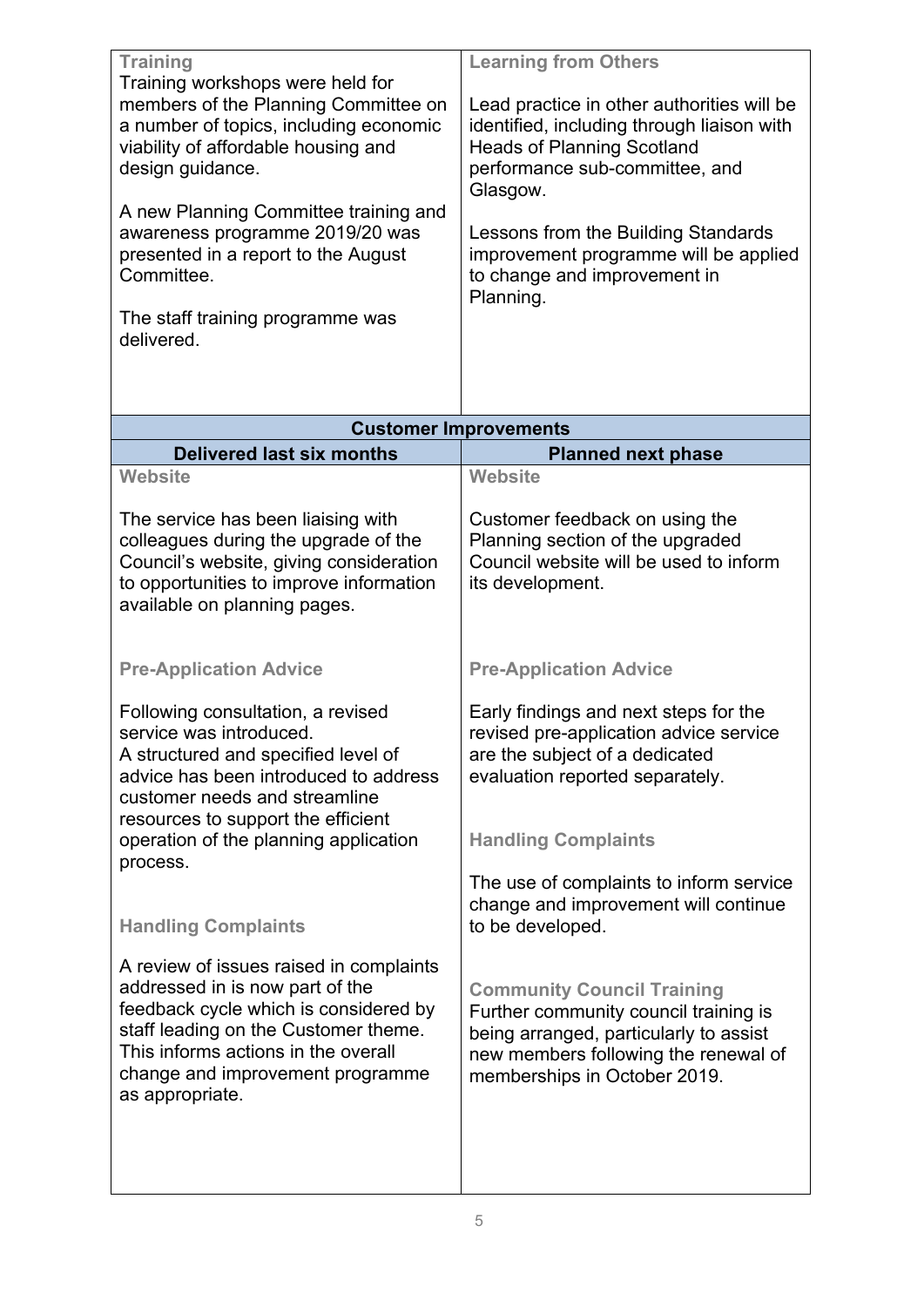| | |
|---|---|
| **Training**<br>Training workshops were held for members of the Planning Committee on a number of topics, including economic viability of affordable housing and design guidance.<br><br>A new Planning Committee training and awareness programme 2019/20 was presented in a report to the August Committee.<br><br>The staff training programme was delivered. | **Learning from Others**<br><br>Lead practice in other authorities will be identified, including through liaison with Heads of Planning Scotland performance sub-committee, and Glasgow.<br><br>Lessons from the Building Standards improvement programme will be applied to change and improvement in Planning. |

| **Customer Improvements** | |
|---|---|
| **Delivered last six months** | **Planned next phase** |
| **Website**<br><br>The service has been liaising with colleagues during the upgrade of the Council's website, giving consideration to opportunities to improve information available on planning pages.<br><br>**Pre-Application Advice**<br><br>Following consultation, a revised service was introduced.<br>A structured and specified level of advice has been introduced to address customer needs and streamline resources to support the efficient operation of the planning application process.<br><br>**Handling Complaints**<br><br>A review of issues raised in complaints addressed in is now part of the feedback cycle which is considered by staff leading on the Customer theme. This informs actions in the overall change and improvement programme as appropriate. | **Website**<br><br>Customer feedback on using the Planning section of the upgraded Council website will be used to inform its development.<br><br>**Pre-Application Advice**<br><br>Early findings and next steps for the revised pre-application advice service are the subject of a dedicated evaluation reported separately.<br><br>**Handling Complaints**<br><br>The use of complaints to inform service change and improvement will continue to be developed.<br><br>**Community Council Training**<br>Further community council training is being arranged, particularly to assist new members following the renewal of memberships in October 2019. |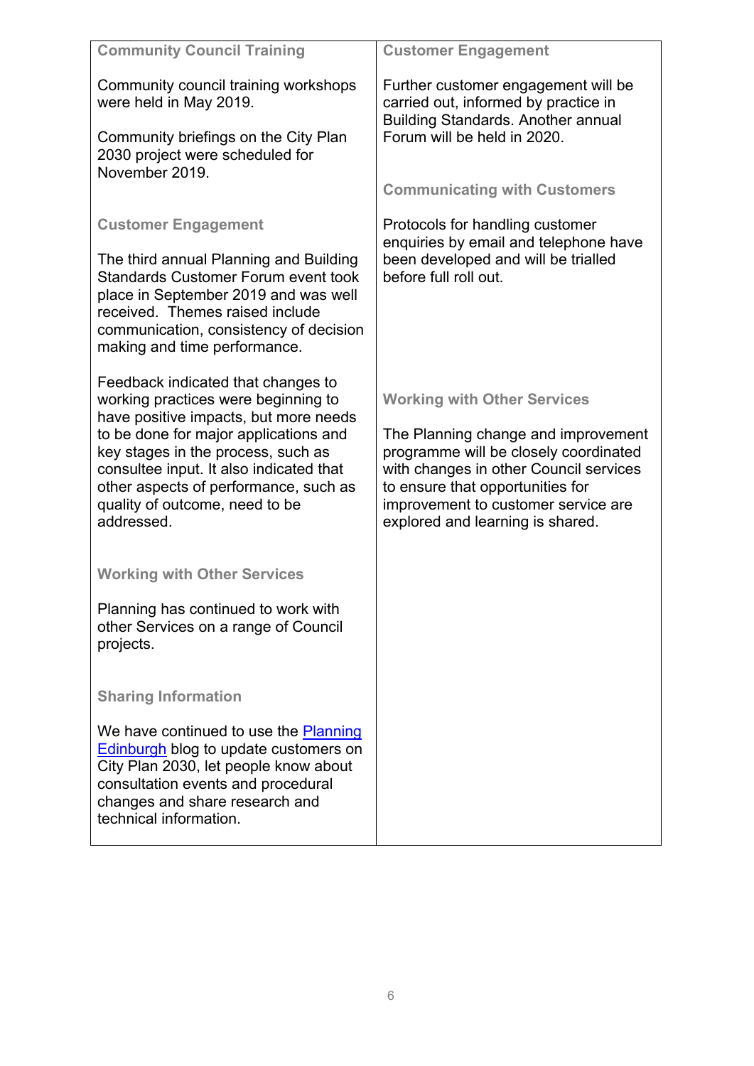| | |
|---|---|
| **Community Council Training**<br><br>Community council training workshops were held in May 2019.<br><br>Community briefings on the City Plan 2030 project were scheduled for November 2019.<br><br>**Customer Engagement**<br><br>The third annual Planning and Building Standards Customer Forum event took place in September 2019 and was well received. Themes raised include communication, consistency of decision making and time performance.<br><br>Feedback indicated that changes to working practices were beginning to have positive impacts, but more needs to be done for major applications and key stages in the process, such as consultee input. It also indicated that other aspects of performance, such as quality of outcome, need to be addressed.<br><br>**Working with Other Services**<br><br>Planning has continued to work with other Services on a range of Council projects.<br><br>**Sharing Information**<br><br>We have continued to use the Planning Edinburgh blog to update customers on City Plan 2030, let people know about consultation events and procedural changes and share research and technical information. | **Customer Engagement**<br><br>Further customer engagement will be carried out, informed by practice in Building Standards. Another annual Forum will be held in 2020.<br><br>**Communicating with Customers**<br><br>Protocols for handling customer enquiries by email and telephone have been developed and will be trialled before full roll out.<br><br>**Working with Other Services**<br><br>The Planning change and improvement programme will be closely coordinated with changes in other Council services to ensure that opportunities for improvement to customer service are explored and learning is shared. |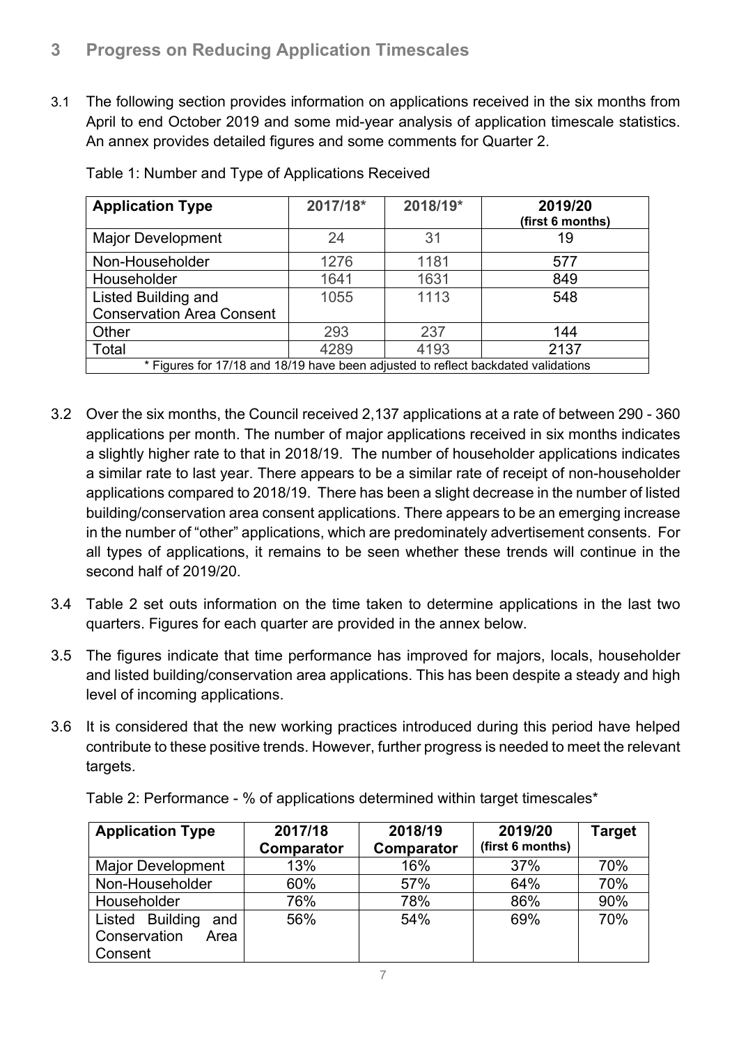## 3 Progress on Reducing Application Timescales

3.1 The following section provides information on applications received in the six months from April to end October 2019 and some mid-year analysis of application timescale statistics. An annex provides detailed figures and some comments for Quarter 2.

Table 1: Number and Type of Applications Received

| Application Type | 2017/18* | 2018/19* | 2019/20 (first 6 months) |
|---|---|---|---|
| Major Development | 24 | 31 | 19 |
| Non-Householder | 1276 | 1181 | 577 |
| Householder | 1641 | 1631 | 849 |
| Listed Building and Conservation Area Consent | 1055 | 1113 | 548 |
| Other | 293 | 237 | 144 |
| Total | 4289 | 4193 | 2137 |
| * Figures for 17/18 and 18/19 have been adjusted to reflect backdated validations | | | |

3.2 Over the six months, the Council received 2,137 applications at a rate of between 290 - 360 applications per month. The number of major applications received in six months indicates a slightly higher rate to that in 2018/19. The number of householder applications indicates a similar rate to last year. There appears to be a similar rate of receipt of non-householder applications compared to 2018/19. There has been a slight decrease in the number of listed building/conservation area consent applications. There appears to be an emerging increase in the number of "other" applications, which are predominately advertisement consents. For all types of applications, it remains to be seen whether these trends will continue in the second half of 2019/20.

3.4 Table 2 set outs information on the time taken to determine applications in the last two quarters. Figures for each quarter are provided in the annex below.

3.5 The figures indicate that time performance has improved for majors, locals, householder and listed building/conservation area applications. This has been despite a steady and high level of incoming applications.

3.6 It is considered that the new working practices introduced during this period have helped contribute to these positive trends. However, further progress is needed to meet the relevant targets.

Table 2: Performance - % of applications determined within target timescales*

| Application Type | 2017/18 Comparator | 2018/19 Comparator | 2019/20 (first 6 months) | Target |
|---|---|---|---|---|
| Major Development | 13% | 16% | 37% | 70% |
| Non-Householder | 60% | 57% | 64% | 70% |
| Householder | 76% | 78% | 86% | 90% |
| Listed Building and Conservation Area Consent | 56% | 54% | 69% | 70% |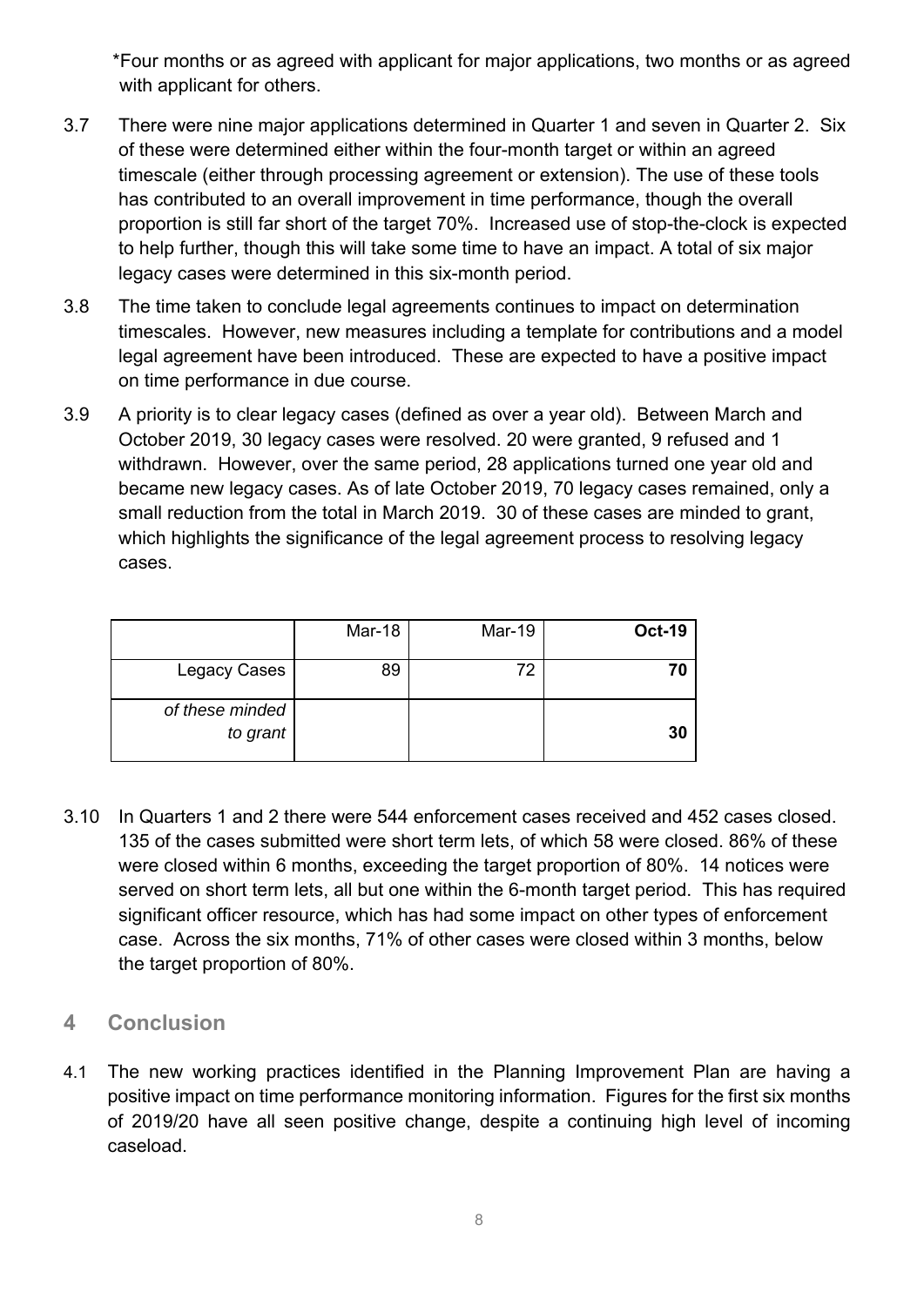*Four months or as agreed with applicant for major applications, two months or as agreed with applicant for others.

3.7 There were nine major applications determined in Quarter 1 and seven in Quarter 2. Six of these were determined either within the four-month target or within an agreed timescale (either through processing agreement or extension). The use of these tools has contributed to an overall improvement in time performance, though the overall proportion is still far short of the target 70%. Increased use of stop-the-clock is expected to help further, though this will take some time to have an impact. A total of six major legacy cases were determined in this six-month period.

3.8 The time taken to conclude legal agreements continues to impact on determination timescales. However, new measures including a template for contributions and a model legal agreement have been introduced. These are expected to have a positive impact on time performance in due course.

3.9 A priority is to clear legacy cases (defined as over a year old). Between March and October 2019, 30 legacy cases were resolved. 20 were granted, 9 refused and 1 withdrawn. However, over the same period, 28 applications turned one year old and became new legacy cases. As of late October 2019, 70 legacy cases remained, only a small reduction from the total in March 2019. 30 of these cases are minded to grant, which highlights the significance of the legal agreement process to resolving legacy cases.

| | Mar-18 | Mar-19 | **Oct-19** |
|---|---|---|---|
| Legacy Cases | 89 | 72 | **70** |
| *of these minded to grant* | | | **30** |

3.10 In Quarters 1 and 2 there were 544 enforcement cases received and 452 cases closed. 135 of the cases submitted were short term lets, of which 58 were closed. 86% of these were closed within 6 months, exceeding the target proportion of 80%. 14 notices were served on short term lets, all but one within the 6-month target period. This has required significant officer resource, which has had some impact on other types of enforcement case. Across the six months, 71% of other cases were closed within 3 months, below the target proportion of 80%.

## 4 Conclusion

4.1 The new working practices identified in the Planning Improvement Plan are having a positive impact on time performance monitoring information. Figures for the first six months of 2019/20 have all seen positive change, despite a continuing high level of incoming caseload.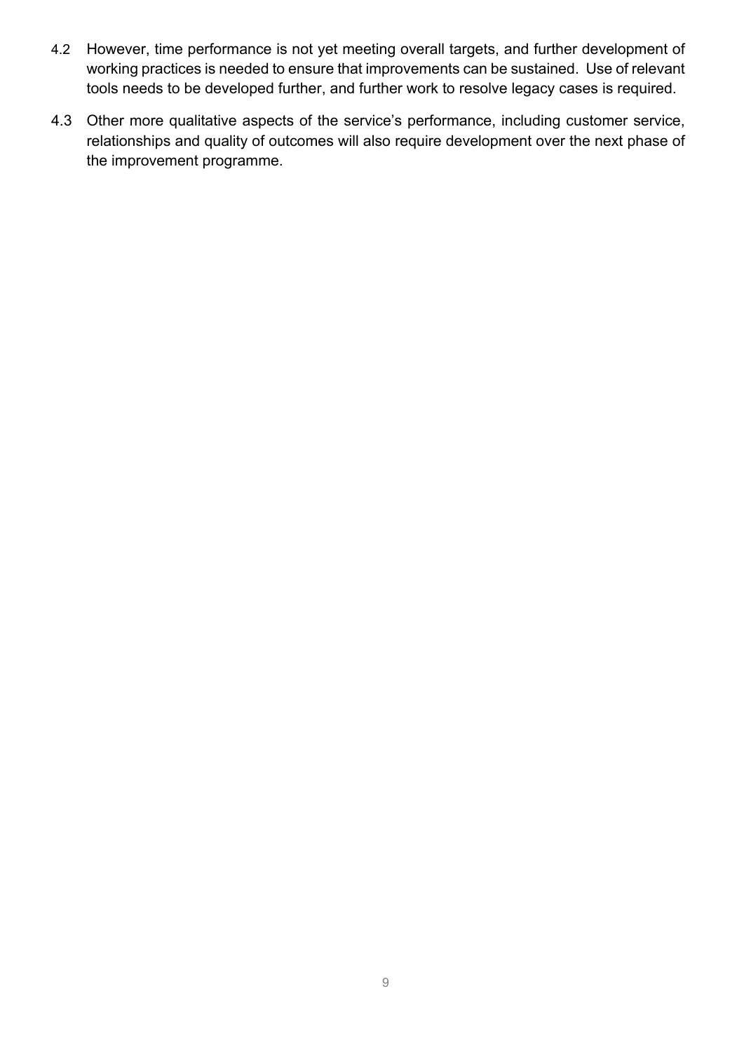4.2 However, time performance is not yet meeting overall targets, and further development of working practices is needed to ensure that improvements can be sustained. Use of relevant tools needs to be developed further, and further work to resolve legacy cases is required.

4.3 Other more qualitative aspects of the service's performance, including customer service, relationships and quality of outcomes will also require development over the next phase of the improvement programme.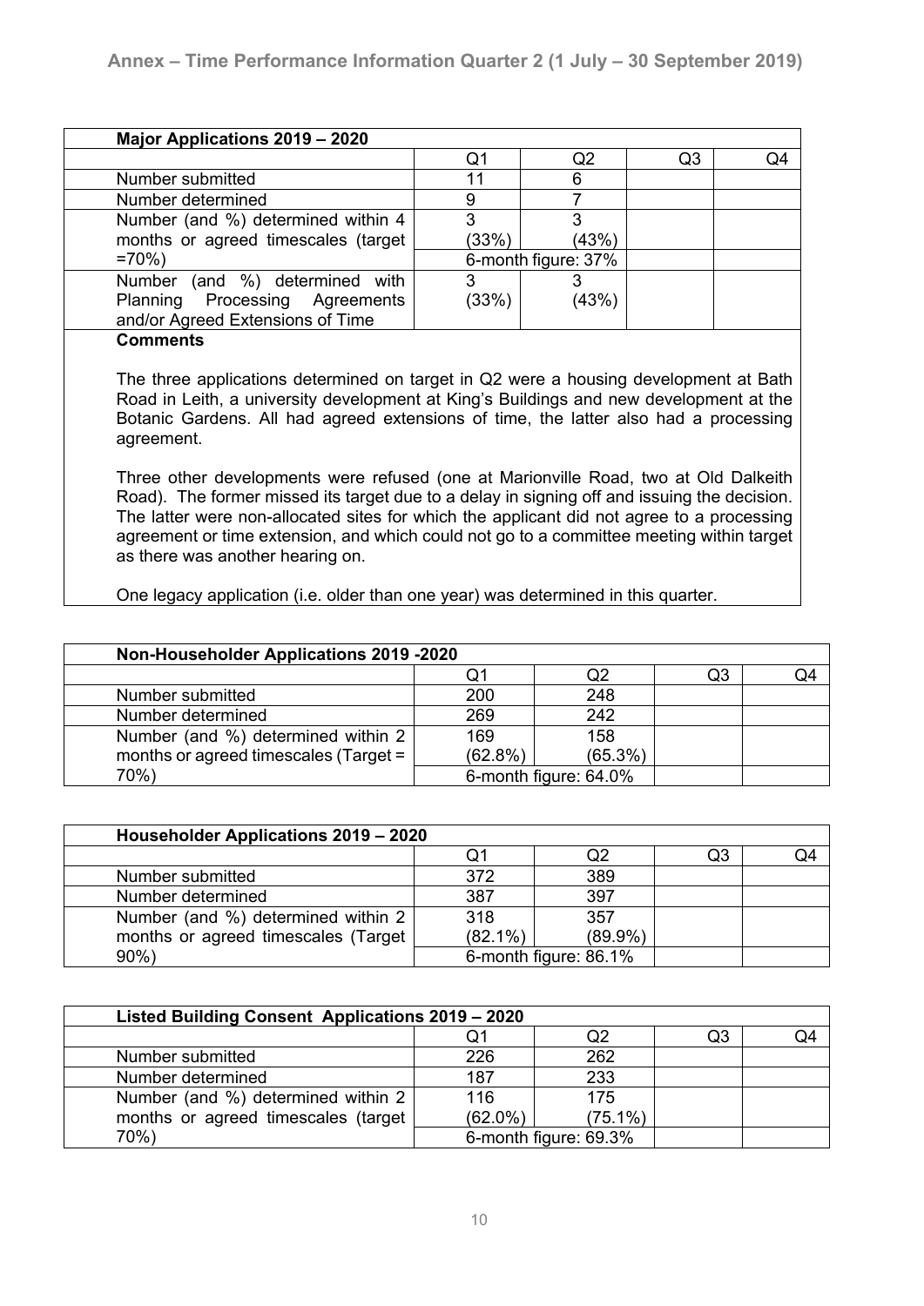## Annex – Time Performance Information Quarter 2 (1 July – 30 September 2019)

| Major Applications 2019 – 2020 | | | | |
|---|---|---|---|---|
| | Q1 | Q2 | Q3 | Q4 |
| Number submitted | 11 | 6 | | |
| Number determined | 9 | 7 | | |
| Number (and %) determined within 4 months or agreed timescales (target =70%) | 3 (33%) | 3 (43%) | | |
| | 6-month figure: 37% | | | |
| Number (and %) determined with Planning Processing Agreements and/or Agreed Extensions of Time | 3 (33%) | 3 (43%) | | |

**Comments**

The three applications determined on target in Q2 were a housing development at Bath Road in Leith, a university development at King's Buildings and new development at the Botanic Gardens. All had agreed extensions of time, the latter also had a processing agreement.

Three other developments were refused (one at Marionville Road, two at Old Dalkeith Road). The former missed its target due to a delay in signing off and issuing the decision. The latter were non-allocated sites for which the applicant did not agree to a processing agreement or time extension, and which could not go to a committee meeting within target as there was another hearing on.

One legacy application (i.e. older than one year) was determined in this quarter.

| Non-Householder Applications 2019 -2020 | | | | |
|---|---|---|---|---|
| | Q1 | Q2 | Q3 | Q4 |
| Number submitted | 200 | 248 | | |
| Number determined | 269 | 242 | | |
| Number (and %) determined within 2 months or agreed timescales (Target = 70%) | 169 (62.8%) | 158 (65.3%) | | |
| | 6-month figure: 64.0% | | | |

| Householder Applications 2019 – 2020 | | | | |
|---|---|---|---|---|
| | Q1 | Q2 | Q3 | Q4 |
| Number submitted | 372 | 389 | | |
| Number determined | 387 | 397 | | |
| Number (and %) determined within 2 months or agreed timescales (Target 90%) | 318 (82.1%) | 357 (89.9%) | | |
| | 6-month figure: 86.1% | | | |

| Listed Building Consent Applications 2019 – 2020 | | | | |
|---|---|---|---|---|
| | Q1 | Q2 | Q3 | Q4 |
| Number submitted | 226 | 262 | | |
| Number determined | 187 | 233 | | |
| Number (and %) determined within 2 months or agreed timescales (target 70%) | 116 (62.0%) | 175 (75.1%) | | |
| | 6-month figure: 69.3% | | | |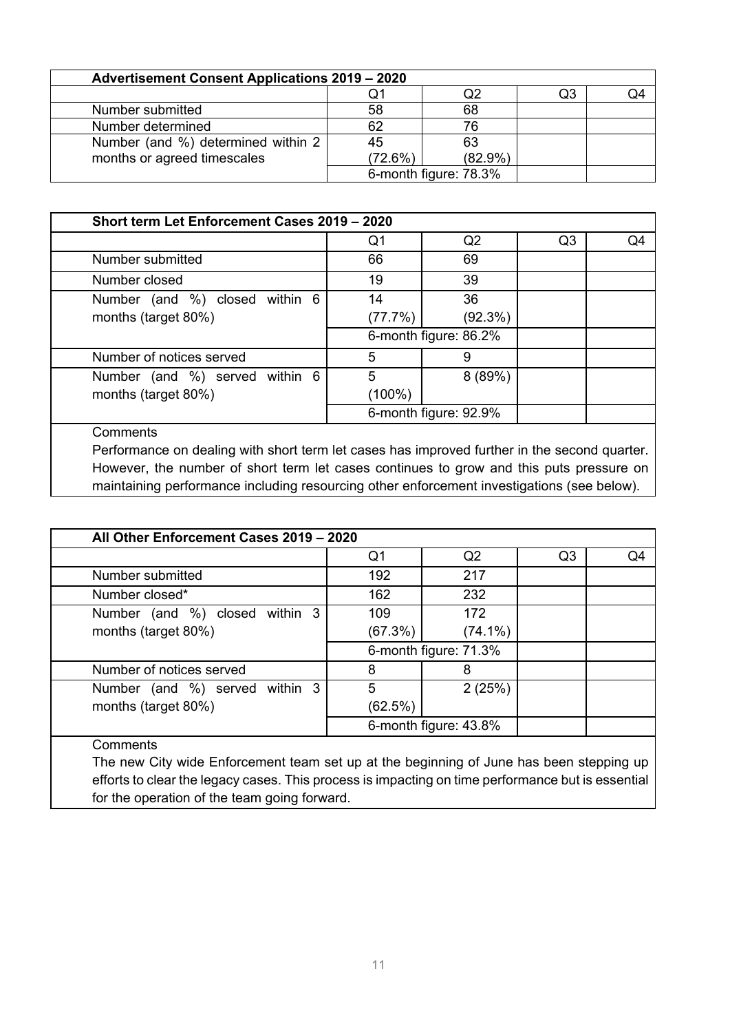| Advertisement Consent Applications 2019 – 2020 | | | | |
|---|---|---|---|---|
| | Q1 | Q2 | Q3 | Q4 |
| Number submitted | 58 | 68 | | |
| Number determined | 62 | 76 | | |
| Number (and %) determined within 2 months or agreed timescales | 45 (72.6%) | 63 (82.9%) | | |
| | 6-month figure: 78.3% | | | |

| Short term Let Enforcement Cases 2019 – 2020 | | | | |
|---|---|---|---|---|
| | Q1 | Q2 | Q3 | Q4 |
| Number submitted | 66 | 69 | | |
| Number closed | 19 | 39 | | |
| Number (and %) closed within 6 months (target 80%) | 14 (77.7%) | 36 (92.3%) | | |
| | 6-month figure: 86.2% | | | |
| Number of notices served | 5 | 9 | | |
| Number (and %) served within 6 months (target 80%) | 5 (100%) | 8 (89%) | | |
| | 6-month figure: 92.9% | | | |

Comments

Performance on dealing with short term let cases has improved further in the second quarter. However, the number of short term let cases continues to grow and this puts pressure on maintaining performance including resourcing other enforcement investigations (see below).

| All Other Enforcement Cases 2019 – 2020 | | | | |
|---|---|---|---|---|
| | Q1 | Q2 | Q3 | Q4 |
| Number submitted | 192 | 217 | | |
| Number closed* | 162 | 232 | | |
| Number (and %) closed within 3 months (target 80%) | 109 (67.3%) | 172 (74.1%) | | |
| | 6-month figure: 71.3% | | | |
| Number of notices served | 8 | 8 | | |
| Number (and %) served within 3 months (target 80%) | 5 (62.5%) | 2 (25%) | | |
| | 6-month figure: 43.8% | | | |

Comments

The new City wide Enforcement team set up at the beginning of June has been stepping up efforts to clear the legacy cases. This process is impacting on time performance but is essential for the operation of the team going forward.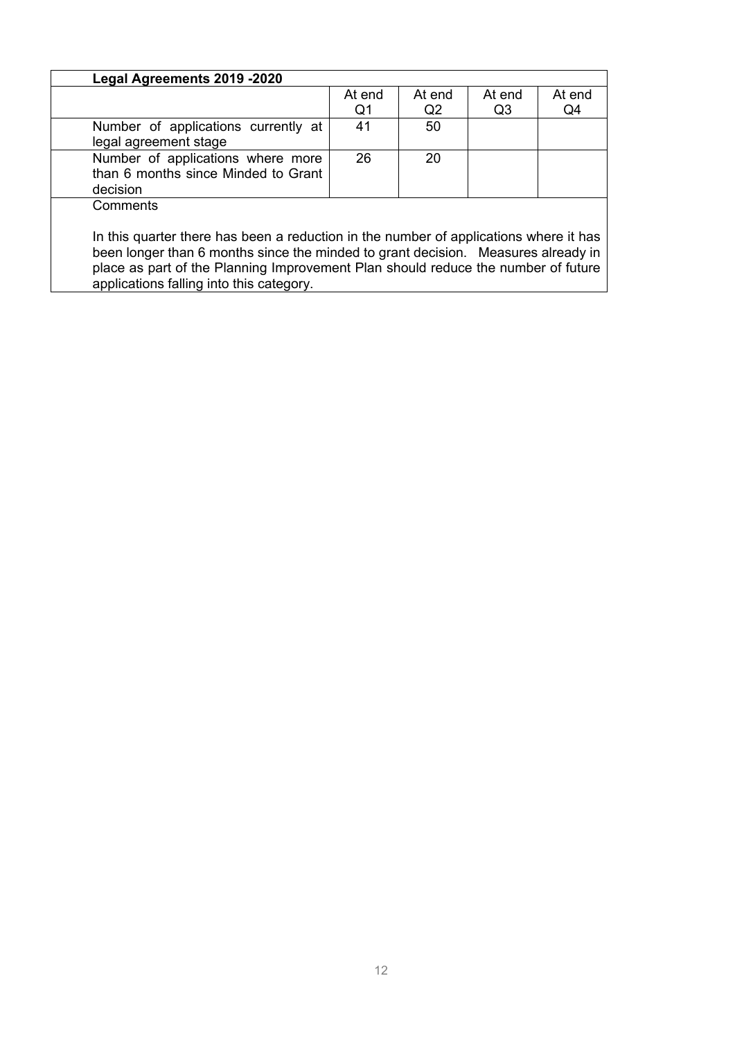| Legal Agreements 2019 -2020 | | | | |
|---|---|---|---|---|
| | At end Q1 | At end Q2 | At end Q3 | At end Q4 |
| Number of applications currently at legal agreement stage | 41 | 50 | | |
| Number of applications where more than 6 months since Minded to Grant decision | 26 | 20 | | |

Comments

In this quarter there has been a reduction in the number of applications where it has been longer than 6 months since the minded to grant decision. Measures already in place as part of the Planning Improvement Plan should reduce the number of future applications falling into this category.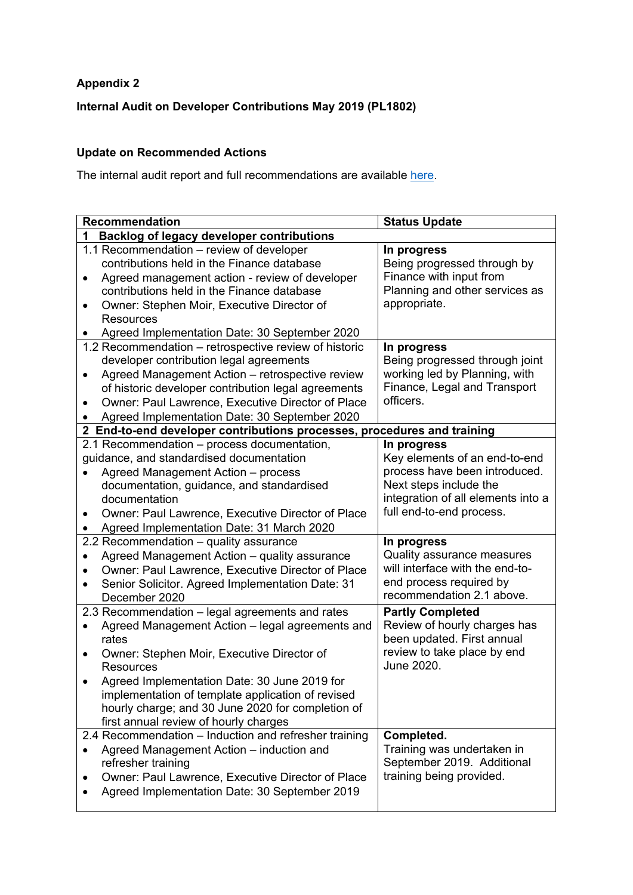**Appendix 2**

**Internal Audit on Developer Contributions May 2019 (PL1802)**

**Update on Recommended Actions**

The internal audit report and full recommendations are available [here](here).

| Recommendation | Status Update |
|---|---|
| **1 Backlog of legacy developer contributions** | |
| 1.1 Recommendation – review of developer contributions held in the Finance database<br>• Agreed management action - review of developer contributions held in the Finance database<br>• Owner: Stephen Moir, Executive Director of Resources<br>• Agreed Implementation Date: 30 September 2020 | **In progress**<br>Being progressed through by Finance with input from Planning and other services as appropriate. |
| 1.2 Recommendation – retrospective review of historic developer contribution legal agreements<br>• Agreed Management Action – retrospective review of historic developer contribution legal agreements<br>• Owner: Paul Lawrence, Executive Director of Place<br>• Agreed Implementation Date: 30 September 2020 | **In progress**<br>Being progressed through joint working led by Planning, with Finance, Legal and Transport officers. |
| **2 End-to-end developer contributions processes, procedures and training** | |
| 2.1 Recommendation – process documentation, guidance, and standardised documentation<br>• Agreed Management Action – process documentation, guidance, and standardised documentation<br>• Owner: Paul Lawrence, Executive Director of Place<br>• Agreed Implementation Date: 31 March 2020 | **In progress**<br>Key elements of an end-to-end process have been introduced. Next steps include the integration of all elements into a full end-to-end process. |
| 2.2 Recommendation – quality assurance<br>• Agreed Management Action – quality assurance<br>• Owner: Paul Lawrence, Executive Director of Place<br>• Senior Solicitor. Agreed Implementation Date: 31 December 2020 | **In progress**<br>Quality assurance measures will interface with the end-to-end process required by recommendation 2.1 above. |
| 2.3 Recommendation – legal agreements and rates<br>• Agreed Management Action – legal agreements and rates<br>• Owner: Stephen Moir, Executive Director of Resources<br>• Agreed Implementation Date: 30 June 2019 for implementation of template application of revised hourly charge; and 30 June 2020 for completion of first annual review of hourly charges | **Partly Completed**<br>Review of hourly charges has been updated. First annual review to take place by end June 2020. |
| 2.4 Recommendation – Induction and refresher training<br>• Agreed Management Action – induction and refresher training<br>• Owner: Paul Lawrence, Executive Director of Place<br>• Agreed Implementation Date: 30 September 2019 | **Completed.**<br>Training was undertaken in September 2019. Additional training being provided. |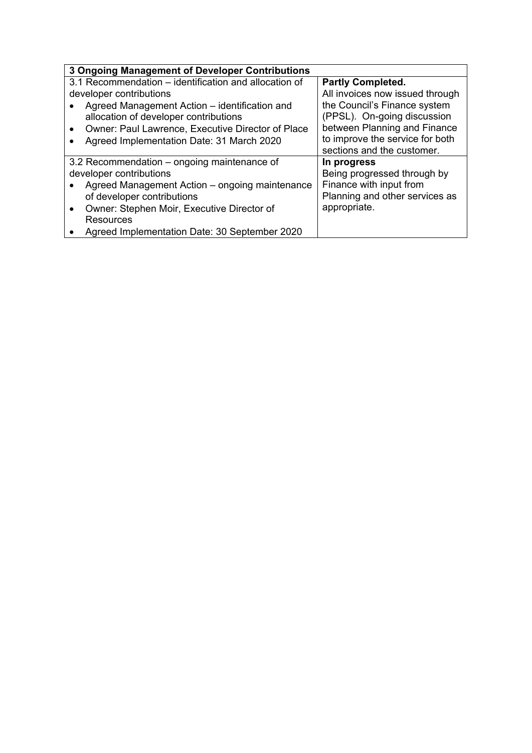| 3 Ongoing Management of Developer Contributions | |
|---|---|
| 3.1 Recommendation – identification and allocation of developer contributions<br>• Agreed Management Action – identification and allocation of developer contributions<br>• Owner: Paul Lawrence, Executive Director of Place<br>• Agreed Implementation Date: 31 March 2020 | **Partly Completed.**<br>All invoices now issued through the Council's Finance system (PPSL). On-going discussion between Planning and Finance to improve the service for both sections and the customer. |
| 3.2 Recommendation – ongoing maintenance of developer contributions<br>• Agreed Management Action – ongoing maintenance of developer contributions<br>• Owner: Stephen Moir, Executive Director of Resources<br>• Agreed Implementation Date: 30 September 2020 | **In progress**<br>Being progressed through by Finance with input from Planning and other services as appropriate. |